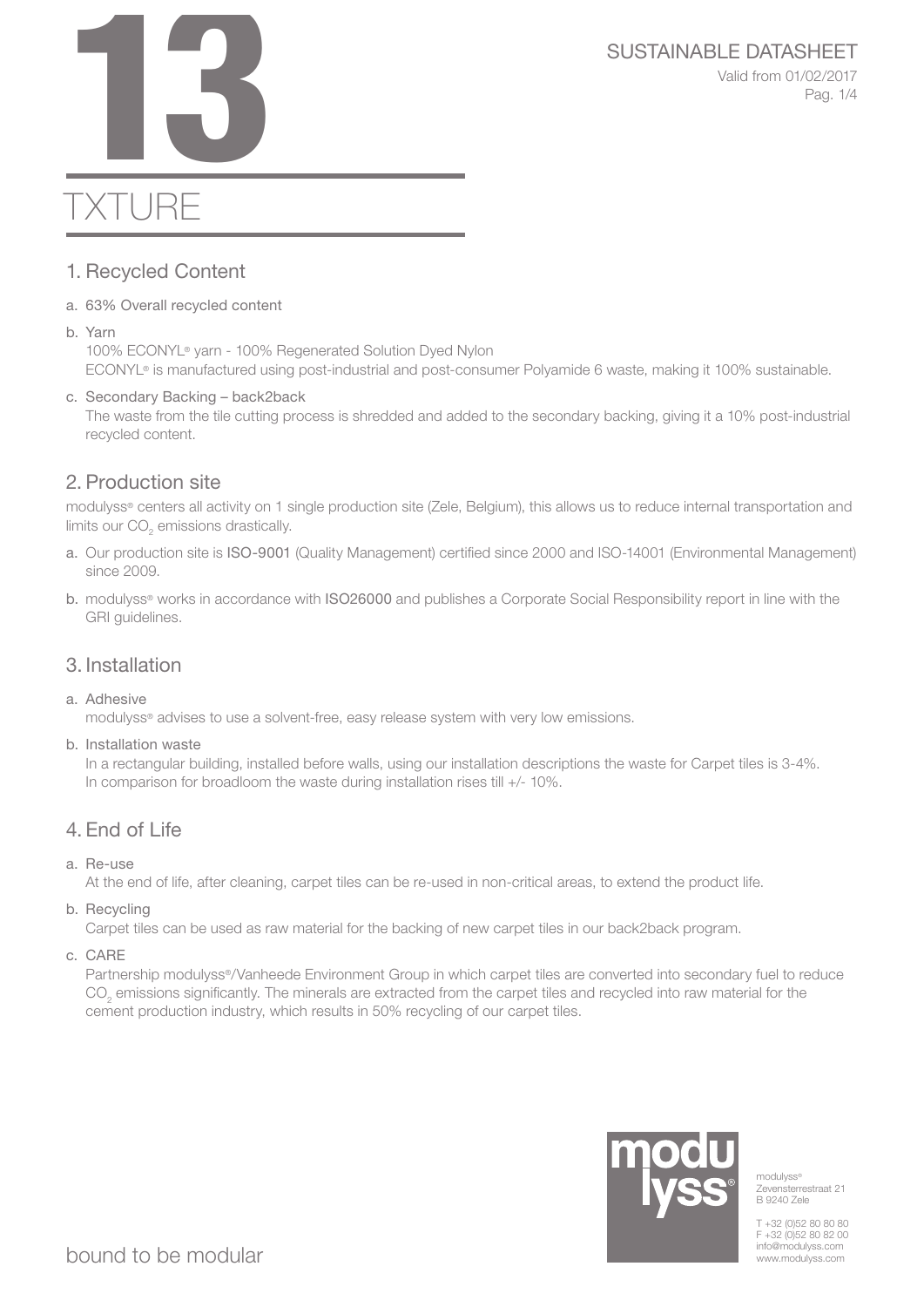# 13

## TXTURE

SUSTAINABLE DATASHEET

Valid from 01/02/2017

## 1. Recycled Content

a. 63% Overall recycled content

b. Yarn

   100% ECONYL® yarn - 100% Regenerated Solution Dyed Nylon

   ECONYL® is manufactured using post-industrial and post-consumer Polyamide 6 waste, making it 100% sustainable.

c. Secondary Backing – back2back

   The waste from the tile cutting process is shredded and added to the secondary backing, giving it a 10% post-industrial recycled content.

## 2. Production site

modulyss® centers all activity on 1 single production site (Zele, Belgium), this allows us to reduce internal transportation and limits our $CO_2$ emissions drastically.

a. Our production site is ISO-9001 (Quality Management) certified since 2000 and ISO-14001 (Environmental Management) since 2009.

b. modulyss® works in accordance with ISO26000 and publishes a Corporate Social Responsibility report in line with the GRI guidelines.

## 3. Installation

a. Adhesive

   modulyss® advises to use a solvent-free, easy release system with very low emissions.

b. Installation waste

   In a rectangular building, installed before walls, using our installation descriptions the waste for Carpet tiles is 3-4%. In comparison for broadloom the waste during installation rises till +/- 10%.

## 4. End of Life

a. Re-use

   At the end of life, after cleaning, carpet tiles can be re-used in non-critical areas, to extend the product life.

b. Recycling

   Carpet tiles can be used as raw material for the backing of new carpet tiles in our back2back program.

c. CARE

   Partnership modulyss®/Vanheede Environment Group in which carpet tiles are converted into secondary fuel to reduce $CO_2$ emissions significantly. The minerals are extracted from the carpet tiles and recycled into raw material for the cement production industry, which results in 50% recycling of our carpet tiles.

modulyss®
Zevensterrestraat 21
B 9240 Zele

T +32 (0)52 80 80 80
F +32 (0)52 80 82 00
info@modulyss.com
www.modulyss.com

bound to be modular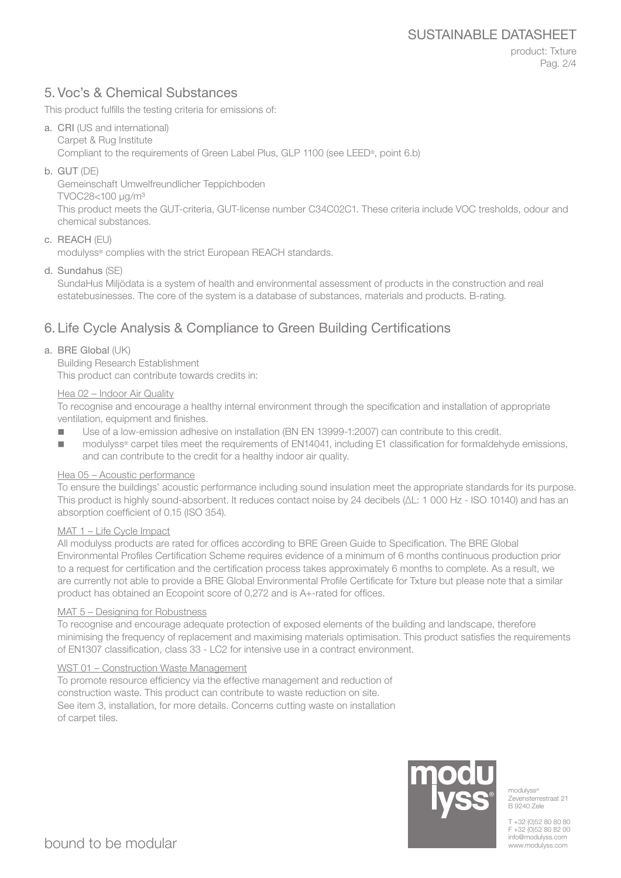## 5. Voc's & Chemical Substances

This product fulfills the testing criteria for emissions of:

a. **CRI** (US and international)
   Carpet & Rug Institute
   Compliant to the requirements of Green Label Plus, GLP 1100 (see LEED®, point 6.b)

b. **GUT** (DE)
   Gemeinschaft Umwelfreundlicher Teppichboden
   TVOC28<100 µg/m³
   This product meets the GUT-criteria, GUT-license number C34C02C1. These criteria include VOC tresholds, odour and chemical substances.

c. **REACH** (EU)
   modulyss® complies with the strict European REACH standards.

d. **Sundahus** (SE)
   SundaHus Miljödata is a system of health and environmental assessment of products in the construction and real estatebusinesses. The core of the system is a database of substances, materials and products. B-rating.

## 6. Life Cycle Analysis & Compliance to Green Building Certifications

a. **BRE Global** (UK)
   Building Research Establishment
   This product can contribute towards credits in:

Hea 02 – Indoor Air Quality

To recognise and encourage a healthy internal environment through the specification and installation of appropriate ventilation, equipment and finishes.

- Use of a low-emission adhesive on installation (BN EN 13999-1:2007) can contribute to this credit.
- modulyss® carpet tiles meet the requirements of EN14041, including E1 classification for formaldehyde emissions, and can contribute to the credit for a healthy indoor air quality.

Hea 05 – Acoustic performance

To ensure the buildings' acoustic performance including sound insulation meet the appropriate standards for its purpose. This product is highly sound-absorbent. It reduces contact noise by 24 decibels (ΔL: 1 000 Hz - ISO 10140) and has an absorption coefficient of 0.15 (ISO 354).

MAT 1 – Life Cycle Impact

All modulyss products are rated for offices according to BRE Green Guide to Specification. The BRE Global Environmental Profiles Certification Scheme requires evidence of a minimum of 6 months continuous production prior to a request for certification and the certification process takes approximately 6 months to complete. As a result, we are currently not able to provide a BRE Global Environmental Profile Certificate for Txture but please note that a similar product has obtained an Ecopoint score of 0,272 and is A+-rated for offices.

MAT 5 – Designing for Robustness

To recognise and encourage adequate protection of exposed elements of the building and landscape, therefore minimising the frequency of replacement and maximising materials optimisation. This product satisfies the requirements of EN1307 classification, class 33 - LC2 for intensive use in a contract environment.

WST 01 – Construction Waste Management

To promote resource efficiency via the effective management and reduction of construction waste. This product can contribute to waste reduction on site. See item 3, installation, for more details. Concerns cutting waste on installation of carpet tiles.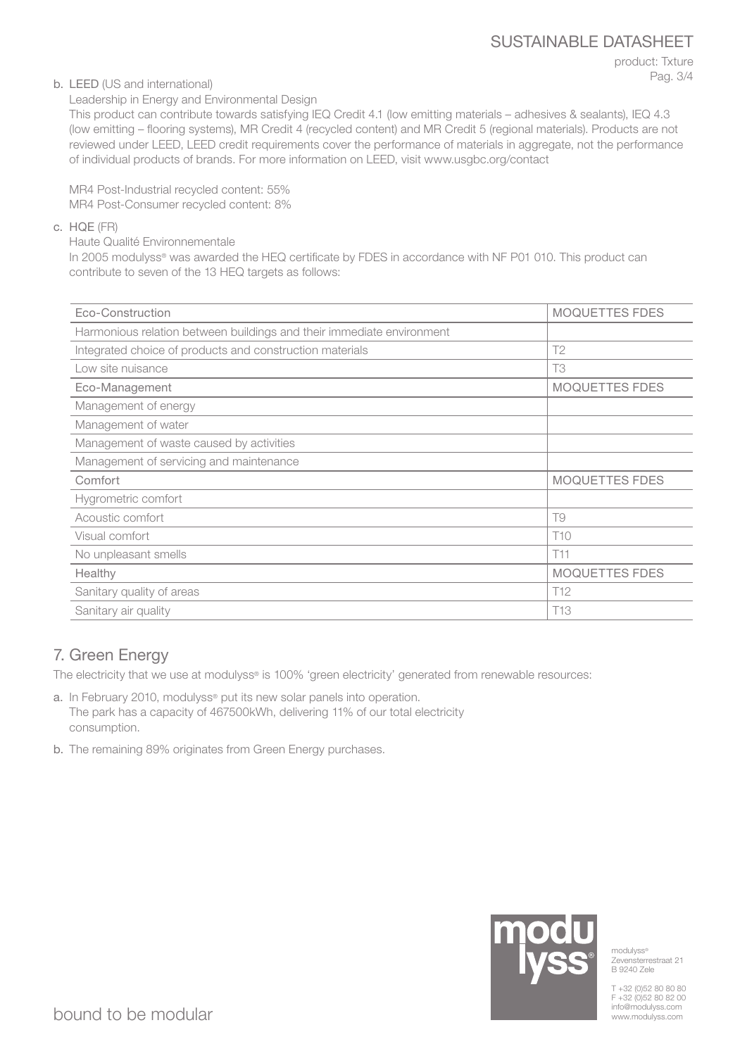b. **LEED** (US and international)

Leadership in Energy and Environmental Design

This product can contribute towards satisfying IEQ Credit 4.1 (low emitting materials – adhesives & sealants), IEQ 4.3 (low emitting – flooring systems), MR Credit 4 (recycled content) and MR Credit 5 (regional materials). Products are not reviewed under LEED, LEED credit requirements cover the performance of materials in aggregate, not the performance of individual products of brands. For more information on LEED, visit www.usgbc.org/contact

MR4 Post-Industrial recycled content: 55%
MR4 Post-Consumer recycled content: 8%

c. **HQE** (FR)

Haute Qualité Environnementale

In 2005 modulyss® was awarded the HEQ certificate by FDES in accordance with NF P01 010. This product can contribute to seven of the 13 HEQ targets as follows:

| Eco-Construction | MOQUETTES FDES |
|---|---|
| Harmonious relation between buildings and their immediate environment | |
| Integrated choice of products and construction materials | T2 |
| Low site nuisance | T3 |
| Eco-Management | MOQUETTES FDES |
| Management of energy | |
| Management of water | |
| Management of waste caused by activities | |
| Management of servicing and maintenance | |
| Comfort | MOQUETTES FDES |
| Hygrometric comfort | |
| Acoustic comfort | T9 |
| Visual comfort | T10 |
| No unpleasant smells | T11 |
| Healthy | MOQUETTES FDES |
| Sanitary quality of areas | T12 |
| Sanitary air quality | T13 |

## 7. Green Energy

The electricity that we use at modulyss® is 100% 'green electricity' generated from renewable resources:

a. In February 2010, modulyss® put its new solar panels into operation. The park has a capacity of 467500kWh, delivering 11% of our total electricity consumption.

b. The remaining 89% originates from Green Energy purchases.

modulyss®
Zevensterrestraat 21
B 9240 Zele

T +32 (0)52 80 80 80
F +32 (0)52 80 82 00
info@modulyss.com
www.modulyss.com

bound to be modular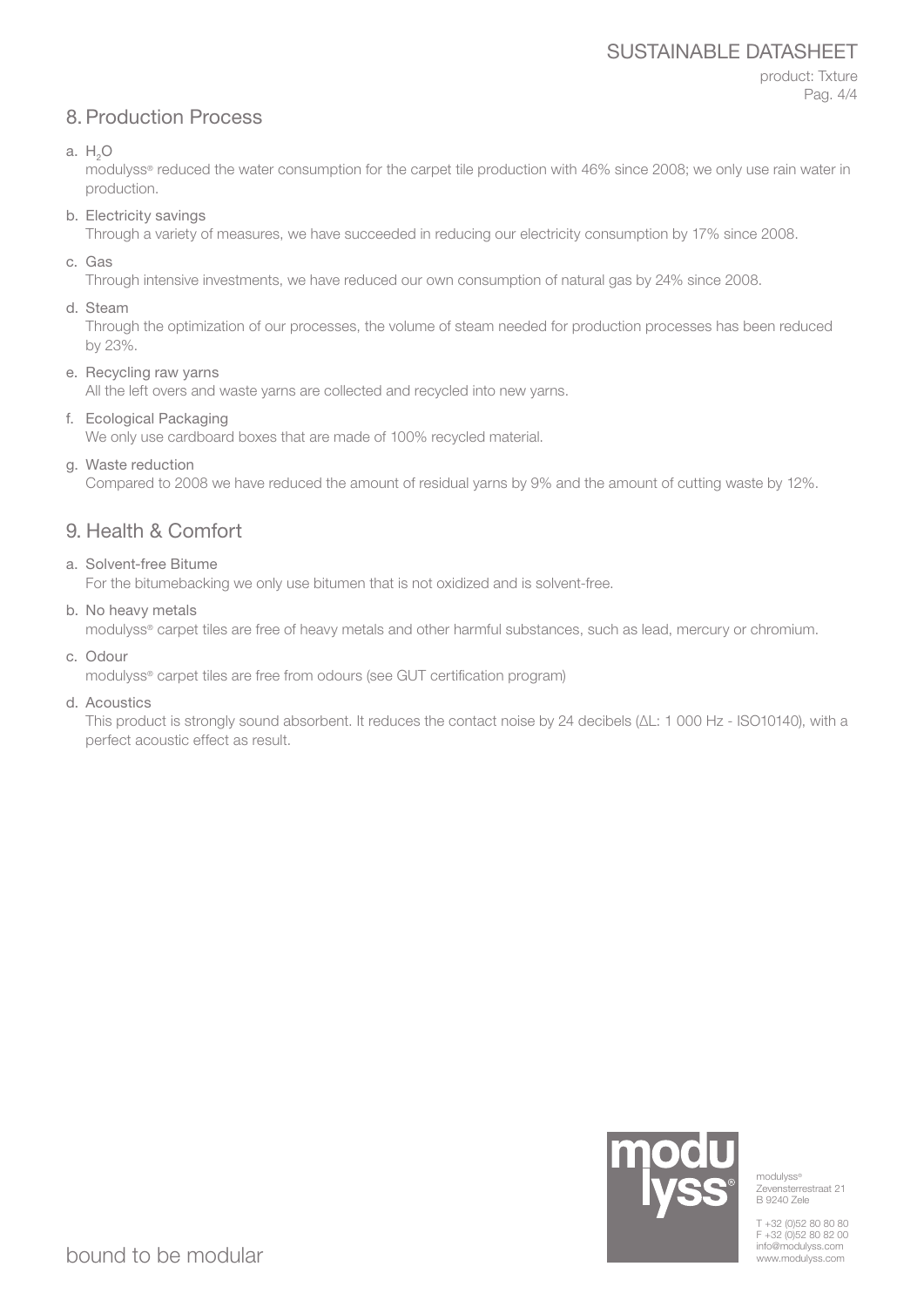## 8. Production Process

a. $H_2O$

modulyss® reduced the water consumption for the carpet tile production with 46% since 2008; we only use rain water in production.

b. Electricity savings

Through a variety of measures, we have succeeded in reducing our electricity consumption by 17% since 2008.

c. Gas

Through intensive investments, we have reduced our own consumption of natural gas by 24% since 2008.

d. Steam

Through the optimization of our processes, the volume of steam needed for production processes has been reduced by 23%.

e. Recycling raw yarns

All the left overs and waste yarns are collected and recycled into new yarns.

f. Ecological Packaging

We only use cardboard boxes that are made of 100% recycled material.

g. Waste reduction

Compared to 2008 we have reduced the amount of residual yarns by 9% and the amount of cutting waste by 12%.

## 9. Health & Comfort

a. Solvent-free Bitume

For the bitumebacking we only use bitumen that is not oxidized and is solvent-free.

b. No heavy metals

modulyss® carpet tiles are free of heavy metals and other harmful substances, such as lead, mercury or chromium.

c. Odour

modulyss® carpet tiles are free from odours (see GUT certification program)

d. Acoustics

This product is strongly sound absorbent. It reduces the contact noise by 24 decibels (ΔL: 1 000 Hz - ISO10140), with a perfect acoustic effect as result.

modulyss®
Zevensterrestraat 21
B 9240 Zele

T +32 (0)52 80 80 80
F +32 (0)52 80 82 00
info@modulyss.com
www.modulyss.com

bound to be modular